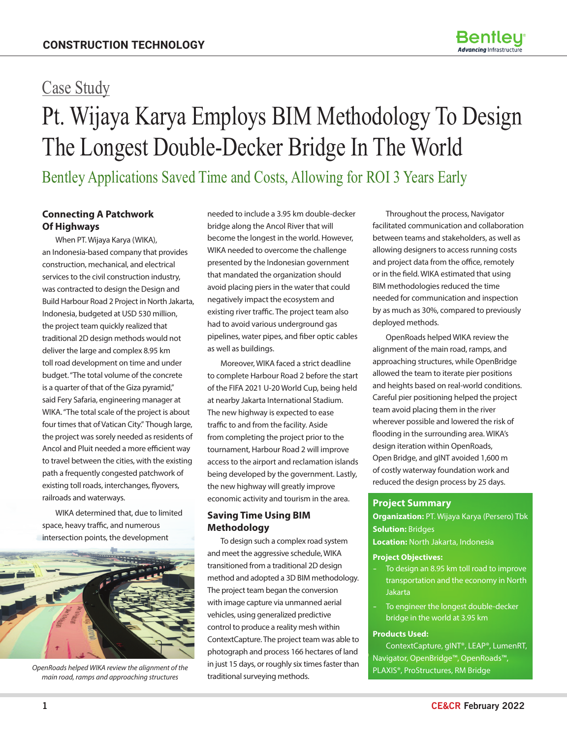Case Study

# Pt. Wijaya Karya Employs BIM Methodology To Design The Longest Double-Decker Bridge In The World

## Bentley Applications Saved Time and Costs, Allowing for ROI 3 Years Early

### Connecting A Patchwork Of Highways

When PT. Wijaya Karya (WIKA), an Indonesia-based company that provides construction, mechanical, and electrical services to the civil construction industry, was contracted to design the Design and Build Harbour Road 2 Project in North Jakarta, Indonesia, budgeted at USD 530 million, the project team quickly realized that traditional 2D design methods would not deliver the large and complex 8.95 km toll road development on time and under budget. "The total volume of the concrete is a quarter of that of the Giza pyramid," said Fery Safaria, engineering manager at WIKA. "The total scale of the project is about four times that of Vatican City." Though large, the project was sorely needed as residents of Ancol and Pluit needed a more efficient way to travel between the cities, with the existing path a frequently congested patchwork of existing toll roads, interchanges, flyovers, railroads and waterways.

WIKA determined that, due to limited space, heavy traffic, and numerous intersection points, the development needed to include a 3.95 km double-decker bridge along the Ancol River that will become the longest in the world. However, WIKA needed to overcome the challenge presented by the Indonesian government that mandated the organization should avoid placing piers in the water that could negatively impact the ecosystem and existing river traffic. The project team also had to avoid various underground gas pipelines, water pipes, and fiber optic cables as well as buildings.

*OpenRoads helped WIKA review the alignment of the main road, ramps and approaching structures*

Moreover, WIKA faced a strict deadline to complete Harbour Road 2 before the start of the FIFA 2021 U-20 World Cup, being held at nearby Jakarta International Stadium. The new highway is expected to ease traffic to and from the facility. Aside from completing the project prior to the tournament, Harbour Road 2 will improve access to the airport and reclamation islands being developed by the government. Lastly, the new highway will greatly improve economic activity and tourism in the area.

### Saving Time Using BIM Methodology

To design such a complex road system and meet the aggressive schedule, WIKA transitioned from a traditional 2D design method and adopted a 3D BIM methodology. The project team began the conversion with image capture via unmanned aerial vehicles, using generalized predictive control to produce a reality mesh within ContextCapture. The project team was able to photograph and process 166 hectares of land in just 15 days, or roughly six times faster than traditional surveying methods.

Throughout the process, Navigator facilitated communication and collaboration between teams and stakeholders, as well as allowing designers to access running costs and project data from the office, remotely or in the field. WIKA estimated that using BIM methodologies reduced the time needed for communication and inspection by as much as 30%, compared to previously deployed methods.

OpenRoads helped WIKA review the alignment of the main road, ramps, and approaching structures, while OpenBridge allowed the team to iterate pier positions and heights based on real-world conditions. Careful pier positioning helped the project team avoid placing them in the river wherever possible and lowered the risk of flooding in the surrounding area. WIKA's design iteration within OpenRoads, Open Bridge, and gINT avoided 1,600 m of costly waterway foundation work and reduced the design process by 25 days.

### Project Summary

**Organization:** PT. Wijaya Karya (Persero) Tbk

**Solution:** Bridges

**Location:** North Jakarta, Indonesia

**Project Objectives:**

- To design an 8.95 km toll road to improve transportation and the economy in North Jakarta
- To engineer the longest double-decker bridge in the world at 3.95 km

**Products Used:**

ContextCapture, gINT®, LEAP®, LumenRT, Navigator, OpenBridge™, OpenRoads™, PLAXIS®, ProStructures, RM Bridge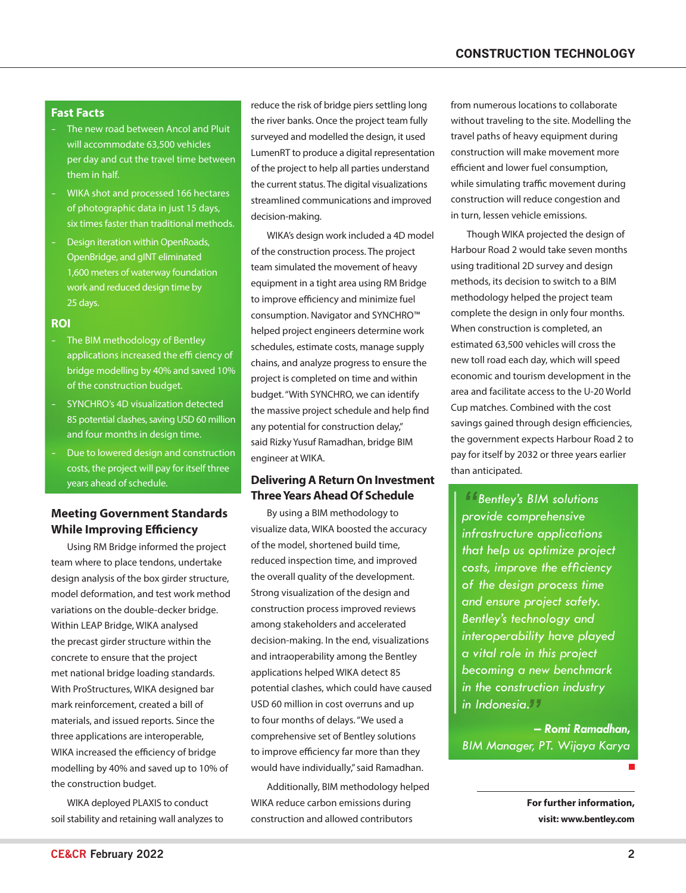## Fast Facts

- The new road between Ancol and Pluit will accommodate 63,500 vehicles per day and cut the travel time between them in half.
- WIKA shot and processed 166 hectares of photographic data in just 15 days, six times faster than traditional methods.
- Design iteration within OpenRoads, OpenBridge, and gINT eliminated 1,600 meters of waterway foundation work and reduced design time by 25 days.

## ROI

- The BIM methodology of Bentley applications increased the effi ciency of bridge modelling by 40% and saved 10% of the construction budget.
- SYNCHRO's 4D visualization detected 85 potential clashes, saving USD 60 million and four months in design time.
- Due to lowered design and construction costs, the project will pay for itself three years ahead of schedule.

## Meeting Government Standards While Improving Efficiency

Using RM Bridge informed the project team where to place tendons, undertake design analysis of the box girder structure, model deformation, and test work method variations on the double-decker bridge. Within LEAP Bridge, WIKA analysed the precast girder structure within the concrete to ensure that the project met national bridge loading standards. With ProStructures, WIKA designed bar mark reinforcement, created a bill of materials, and issued reports. Since the three applications are interoperable, WIKA increased the efficiency of bridge modelling by 40% and saved up to 10% of the construction budget.

WIKA deployed PLAXIS to conduct soil stability and retaining wall analyzes to reduce the risk of bridge piers settling long the river banks. Once the project team fully surveyed and modelled the design, it used LumenRT to produce a digital representation of the project to help all parties understand the current status. The digital visualizations streamlined communications and improved decision-making.

WIKA's design work included a 4D model of the construction process. The project team simulated the movement of heavy equipment in a tight area using RM Bridge to improve efficiency and minimize fuel consumption. Navigator and SYNCHRO™ helped project engineers determine work schedules, estimate costs, manage supply chains, and analyze progress to ensure the project is completed on time and within budget. "With SYNCHRO, we can identify the massive project schedule and help find any potential for construction delay," said Rizky Yusuf Ramadhan, bridge BIM engineer at WIKA.

## Delivering A Return On Investment Three Years Ahead Of Schedule

By using a BIM methodology to visualize data, WIKA boosted the accuracy of the model, shortened build time, reduced inspection time, and improved the overall quality of the development. Strong visualization of the design and construction process improved reviews among stakeholders and accelerated decision-making. In the end, visualizations and intraoperability among the Bentley applications helped WIKA detect 85 potential clashes, which could have caused USD 60 million in cost overruns and up to four months of delays. "We used a comprehensive set of Bentley solutions to improve efficiency far more than they would have individually," said Ramadhan.

Additionally, BIM methodology helped WIKA reduce carbon emissions during construction and allowed contributors from numerous locations to collaborate without traveling to the site. Modelling the travel paths of heavy equipment during construction will make movement more efficient and lower fuel consumption, while simulating traffic movement during construction will reduce congestion and in turn, lessen vehicle emissions.

Though WIKA projected the design of Harbour Road 2 would take seven months using traditional 2D survey and design methods, its decision to switch to a BIM methodology helped the project team complete the design in only four months. When construction is completed, an estimated 63,500 vehicles will cross the new toll road each day, which will speed economic and tourism development in the area and facilitate access to the U-20 World Cup matches. Combined with the cost savings gained through design efficiencies, the government expects Harbour Road 2 to pay for itself by 2032 or three years earlier than anticipated.

> *"Bentley's BIM solutions provide comprehensive infrastructure applications that help us optimize project costs, improve the efficiency of the design process time and ensure project safety. Bentley's technology and interoperability have played a vital role in this project becoming a new benchmark in the construction industry in Indonesia."*
>
> ***– Romi Ramadhan,*** *BIM Manager, PT. Wijaya Karya*

**For further information, visit: www.bentley.com**